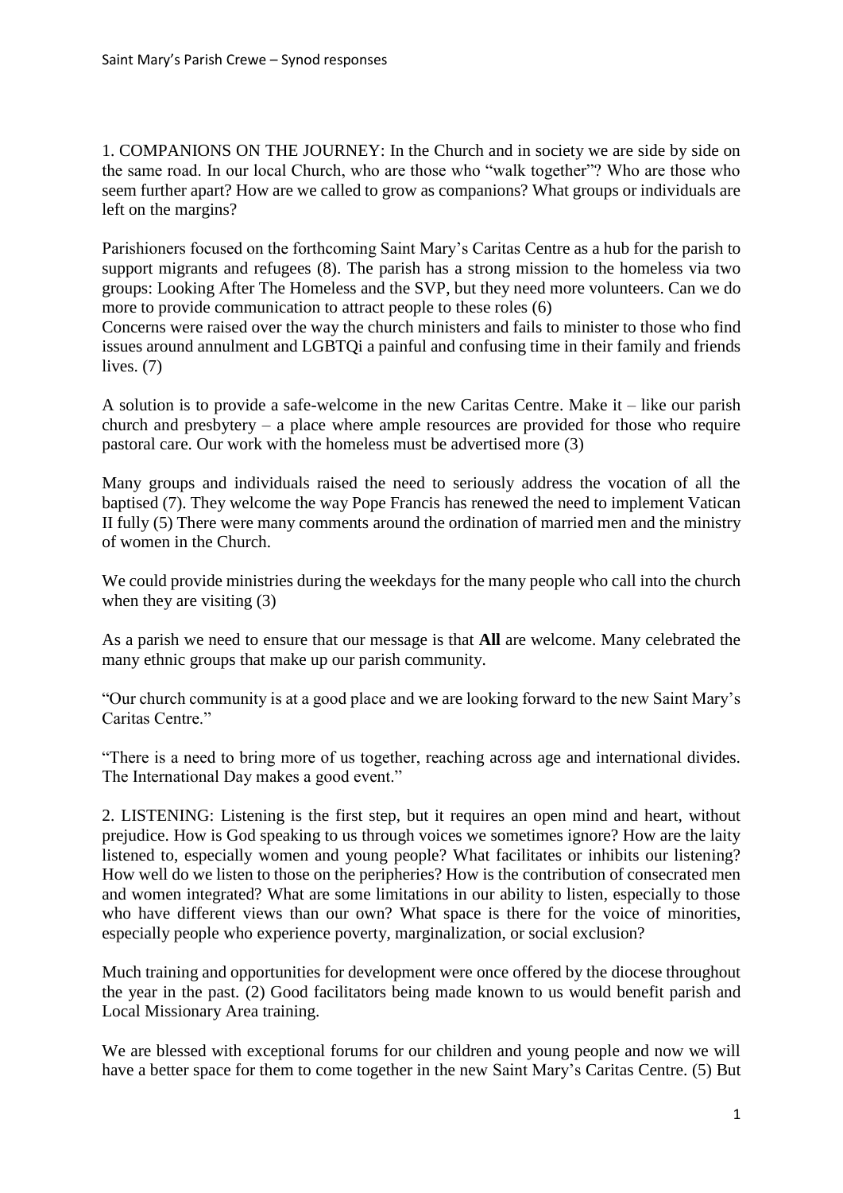1. COMPANIONS ON THE JOURNEY: In the Church and in society we are side by side on the same road. In our local Church, who are those who "walk together"? Who are those who seem further apart? How are we called to grow as companions? What groups or individuals are left on the margins?

Parishioners focused on the forthcoming Saint Mary's Caritas Centre as a hub for the parish to support migrants and refugees (8). The parish has a strong mission to the homeless via two groups: Looking After The Homeless and the SVP, but they need more volunteers. Can we do more to provide communication to attract people to these roles (6)
Concerns were raised over the way the church ministers and fails to minister to those who find issues around annulment and LGBTQi a painful and confusing time in their family and friends lives. (7)

A solution is to provide a safe-welcome in the new Caritas Centre. Make it – like our parish church and presbytery – a place where ample resources are provided for those who require pastoral care. Our work with the homeless must be advertised more (3)

Many groups and individuals raised the need to seriously address the vocation of all the baptised (7). They welcome the way Pope Francis has renewed the need to implement Vatican II fully (5) There were many comments around the ordination of married men and the ministry of women in the Church.

We could provide ministries during the weekdays for the many people who call into the church when they are visiting (3)

As a parish we need to ensure that our message is that **All** are welcome. Many celebrated the many ethnic groups that make up our parish community.

"Our church community is at a good place and we are looking forward to the new Saint Mary's Caritas Centre."

"There is a need to bring more of us together, reaching across age and international divides. The International Day makes a good event."

2. LISTENING: Listening is the first step, but it requires an open mind and heart, without prejudice. How is God speaking to us through voices we sometimes ignore? How are the laity listened to, especially women and young people? What facilitates or inhibits our listening? How well do we listen to those on the peripheries? How is the contribution of consecrated men and women integrated? What are some limitations in our ability to listen, especially to those who have different views than our own? What space is there for the voice of minorities, especially people who experience poverty, marginalization, or social exclusion?

Much training and opportunities for development were once offered by the diocese throughout the year in the past. (2) Good facilitators being made known to us would benefit parish and Local Missionary Area training.

We are blessed with exceptional forums for our children and young people and now we will have a better space for them to come together in the new Saint Mary's Caritas Centre. (5) But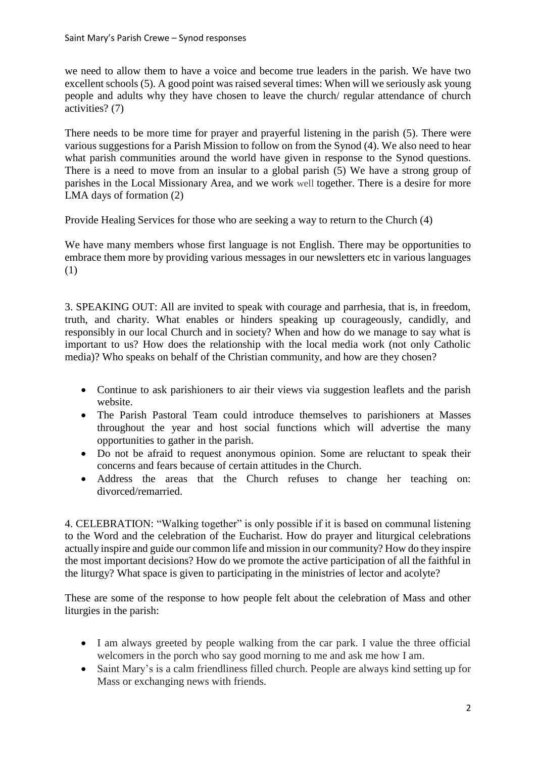we need to allow them to have a voice and become true leaders in the parish. We have two excellent schools (5). A good point was raised several times: When will we seriously ask young people and adults why they have chosen to leave the church/ regular attendance of church activities? (7)

There needs to be more time for prayer and prayerful listening in the parish (5). There were various suggestions for a Parish Mission to follow on from the Synod (4). We also need to hear what parish communities around the world have given in response to the Synod questions. There is a need to move from an insular to a global parish (5) We have a strong group of parishes in the Local Missionary Area, and we work well together. There is a desire for more LMA days of formation (2)

Provide Healing Services for those who are seeking a way to return to the Church (4)

We have many members whose first language is not English. There may be opportunities to embrace them more by providing various messages in our newsletters etc in various languages (1)

3. SPEAKING OUT: All are invited to speak with courage and parrhesia, that is, in freedom, truth, and charity. What enables or hinders speaking up courageously, candidly, and responsibly in our local Church and in society? When and how do we manage to say what is important to us? How does the relationship with the local media work (not only Catholic media)? Who speaks on behalf of the Christian community, and how are they chosen?

- Continue to ask parishioners to air their views via suggestion leaflets and the parish website.
- The Parish Pastoral Team could introduce themselves to parishioners at Masses throughout the year and host social functions which will advertise the many opportunities to gather in the parish.
- Do not be afraid to request anonymous opinion. Some are reluctant to speak their concerns and fears because of certain attitudes in the Church.
- Address the areas that the Church refuses to change her teaching on: divorced/remarried.

4. CELEBRATION: "Walking together" is only possible if it is based on communal listening to the Word and the celebration of the Eucharist. How do prayer and liturgical celebrations actually inspire and guide our common life and mission in our community? How do they inspire the most important decisions? How do we promote the active participation of all the faithful in the liturgy? What space is given to participating in the ministries of lector and acolyte?

These are some of the response to how people felt about the celebration of Mass and other liturgies in the parish:

- I am always greeted by people walking from the car park. I value the three official welcomers in the porch who say good morning to me and ask me how I am.
- Saint Mary's is a calm friendliness filled church. People are always kind setting up for Mass or exchanging news with friends.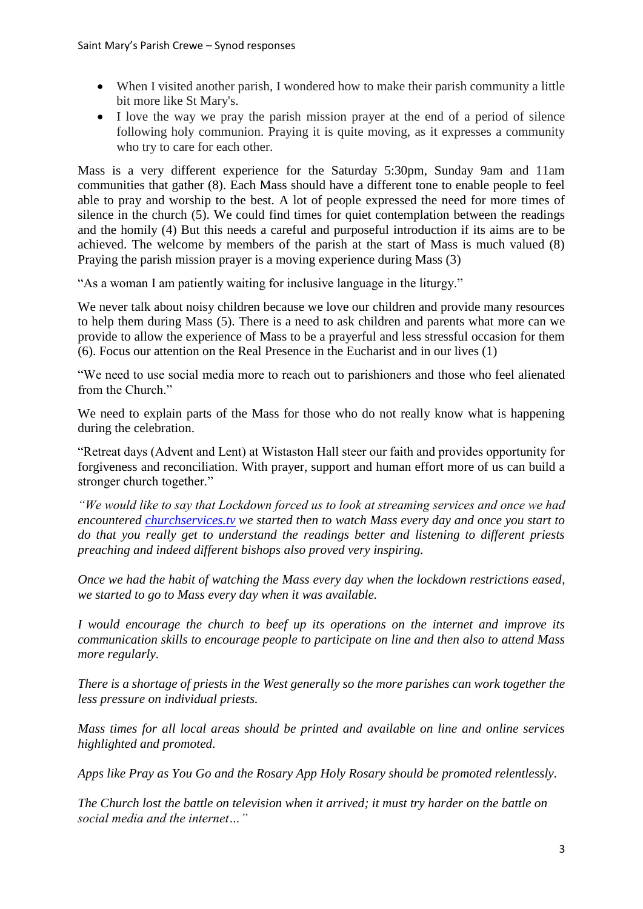- When I visited another parish, I wondered how to make their parish community a little bit more like St Mary's.
- I love the way we pray the parish mission prayer at the end of a period of silence following holy communion. Praying it is quite moving, as it expresses a community who try to care for each other.

Mass is a very different experience for the Saturday 5:30pm, Sunday 9am and 11am communities that gather (8). Each Mass should have a different tone to enable people to feel able to pray and worship to the best. A lot of people expressed the need for more times of silence in the church (5). We could find times for quiet contemplation between the readings and the homily (4) But this needs a careful and purposeful introduction if its aims are to be achieved. The welcome by members of the parish at the start of Mass is much valued (8) Praying the parish mission prayer is a moving experience during Mass (3)

"As a woman I am patiently waiting for inclusive language in the liturgy."

We never talk about noisy children because we love our children and provide many resources to help them during Mass (5). There is a need to ask children and parents what more can we provide to allow the experience of Mass to be a prayerful and less stressful occasion for them (6). Focus our attention on the Real Presence in the Eucharist and in our lives (1)

"We need to use social media more to reach out to parishioners and those who feel alienated from the Church."

We need to explain parts of the Mass for those who do not really know what is happening during the celebration.

"Retreat days (Advent and Lent) at Wistaston Hall steer our faith and provides opportunity for forgiveness and reconciliation. With prayer, support and human effort more of us can build a stronger church together."

*"We would like to say that Lockdown forced us to look at streaming services and once we had encountered churchservices.tv we started then to watch Mass every day and once you start to do that you really get to understand the readings better and listening to different priests preaching and indeed different bishops also proved very inspiring.*

*Once we had the habit of watching the Mass every day when the lockdown restrictions eased, we started to go to Mass every day when it was available.*

*I would encourage the church to beef up its operations on the internet and improve its communication skills to encourage people to participate on line and then also to attend Mass more regularly.*

*There is a shortage of priests in the West generally so the more parishes can work together the less pressure on individual priests.*

*Mass times for all local areas should be printed and available on line and online services highlighted and promoted.*

*Apps like Pray as You Go and the Rosary App Holy Rosary should be promoted relentlessly.*

*The Church lost the battle on television when it arrived; it must try harder on the battle on social media and the internet…"*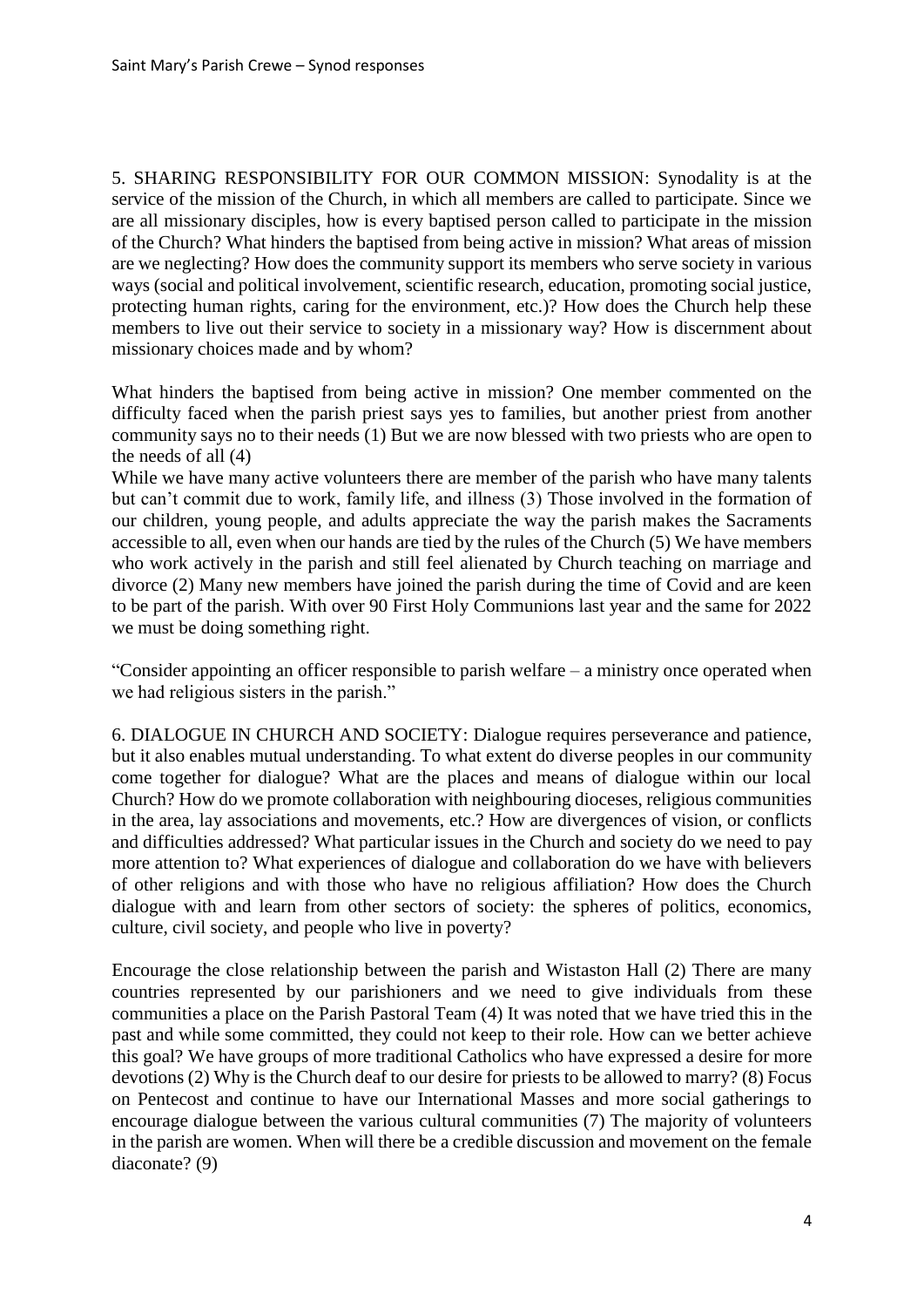5. SHARING RESPONSIBILITY FOR OUR COMMON MISSION: Synodality is at the service of the mission of the Church, in which all members are called to participate. Since we are all missionary disciples, how is every baptised person called to participate in the mission of the Church? What hinders the baptised from being active in mission? What areas of mission are we neglecting? How does the community support its members who serve society in various ways (social and political involvement, scientific research, education, promoting social justice, protecting human rights, caring for the environment, etc.)? How does the Church help these members to live out their service to society in a missionary way? How is discernment about missionary choices made and by whom?

What hinders the baptised from being active in mission? One member commented on the difficulty faced when the parish priest says yes to families, but another priest from another community says no to their needs (1) But we are now blessed with two priests who are open to the needs of all (4)
While we have many active volunteers there are member of the parish who have many talents but can't commit due to work, family life, and illness (3) Those involved in the formation of our children, young people, and adults appreciate the way the parish makes the Sacraments accessible to all, even when our hands are tied by the rules of the Church (5) We have members who work actively in the parish and still feel alienated by Church teaching on marriage and divorce (2) Many new members have joined the parish during the time of Covid and are keen to be part of the parish. With over 90 First Holy Communions last year and the same for 2022 we must be doing something right.

"Consider appointing an officer responsible to parish welfare – a ministry once operated when we had religious sisters in the parish."

6. DIALOGUE IN CHURCH AND SOCIETY: Dialogue requires perseverance and patience, but it also enables mutual understanding. To what extent do diverse peoples in our community come together for dialogue? What are the places and means of dialogue within our local Church? How do we promote collaboration with neighbouring dioceses, religious communities in the area, lay associations and movements, etc.? How are divergences of vision, or conflicts and difficulties addressed? What particular issues in the Church and society do we need to pay more attention to? What experiences of dialogue and collaboration do we have with believers of other religions and with those who have no religious affiliation? How does the Church dialogue with and learn from other sectors of society: the spheres of politics, economics, culture, civil society, and people who live in poverty?

Encourage the close relationship between the parish and Wistaston Hall (2) There are many countries represented by our parishioners and we need to give individuals from these communities a place on the Parish Pastoral Team (4) It was noted that we have tried this in the past and while some committed, they could not keep to their role. How can we better achieve this goal? We have groups of more traditional Catholics who have expressed a desire for more devotions (2) Why is the Church deaf to our desire for priests to be allowed to marry? (8) Focus on Pentecost and continue to have our International Masses and more social gatherings to encourage dialogue between the various cultural communities (7) The majority of volunteers in the parish are women. When will there be a credible discussion and movement on the female diaconate? (9)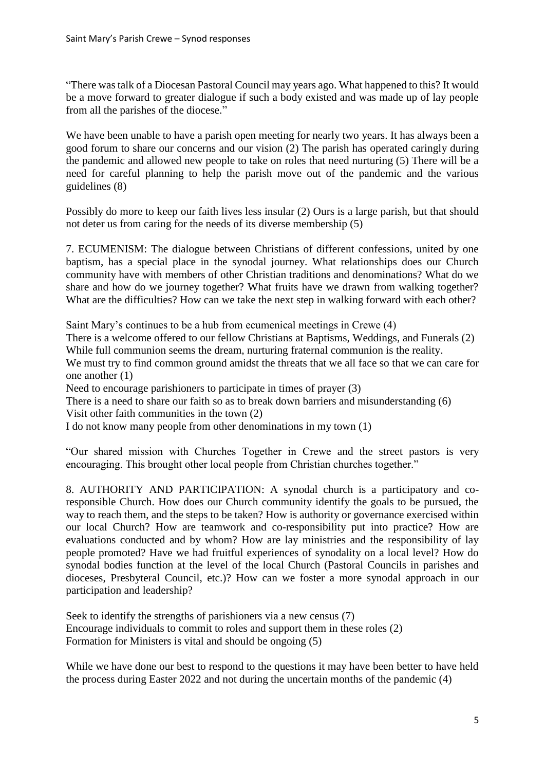"There was talk of a Diocesan Pastoral Council may years ago. What happened to this? It would be a move forward to greater dialogue if such a body existed and was made up of lay people from all the parishes of the diocese."

We have been unable to have a parish open meeting for nearly two years. It has always been a good forum to share our concerns and our vision (2) The parish has operated caringly during the pandemic and allowed new people to take on roles that need nurturing (5) There will be a need for careful planning to help the parish move out of the pandemic and the various guidelines (8)

Possibly do more to keep our faith lives less insular (2) Ours is a large parish, but that should not deter us from caring for the needs of its diverse membership (5)

7. ECUMENISM: The dialogue between Christians of different confessions, united by one baptism, has a special place in the synodal journey. What relationships does our Church community have with members of other Christian traditions and denominations? What do we share and how do we journey together? What fruits have we drawn from walking together? What are the difficulties? How can we take the next step in walking forward with each other?

Saint Mary's continues to be a hub from ecumenical meetings in Crewe (4)
There is a welcome offered to our fellow Christians at Baptisms, Weddings, and Funerals (2)
While full communion seems the dream, nurturing fraternal communion is the reality.
We must try to find common ground amidst the threats that we all face so that we can care for one another (1)
Need to encourage parishioners to participate in times of prayer (3)
There is a need to share our faith so as to break down barriers and misunderstanding (6)
Visit other faith communities in the town (2)
I do not know many people from other denominations in my town (1)

"Our shared mission with Churches Together in Crewe and the street pastors is very encouraging. This brought other local people from Christian churches together."

8. AUTHORITY AND PARTICIPATION: A synodal church is a participatory and co-responsible Church. How does our Church community identify the goals to be pursued, the way to reach them, and the steps to be taken? How is authority or governance exercised within our local Church? How are teamwork and co-responsibility put into practice? How are evaluations conducted and by whom? How are lay ministries and the responsibility of lay people promoted? Have we had fruitful experiences of synodality on a local level? How do synodal bodies function at the level of the local Church (Pastoral Councils in parishes and dioceses, Presbyteral Council, etc.)? How can we foster a more synodal approach in our participation and leadership?

Seek to identify the strengths of parishioners via a new census (7)
Encourage individuals to commit to roles and support them in these roles (2)
Formation for Ministers is vital and should be ongoing (5)

While we have done our best to respond to the questions it may have been better to have held the process during Easter 2022 and not during the uncertain months of the pandemic (4)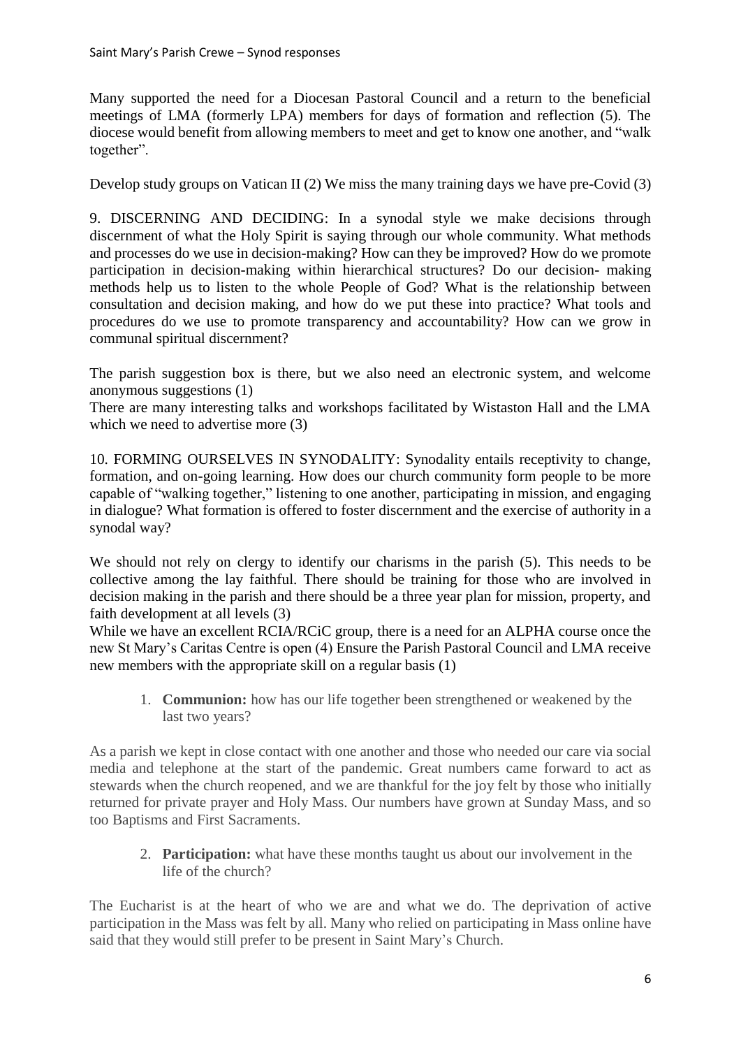Many supported the need for a Diocesan Pastoral Council and a return to the beneficial meetings of LMA (formerly LPA) members for days of formation and reflection (5). The diocese would benefit from allowing members to meet and get to know one another, and "walk together".

Develop study groups on Vatican II (2) We miss the many training days we have pre-Covid (3)

9. DISCERNING AND DECIDING: In a synodal style we make decisions through discernment of what the Holy Spirit is saying through our whole community. What methods and processes do we use in decision-making? How can they be improved? How do we promote participation in decision-making within hierarchical structures? Do our decision- making methods help us to listen to the whole People of God? What is the relationship between consultation and decision making, and how do we put these into practice? What tools and procedures do we use to promote transparency and accountability? How can we grow in communal spiritual discernment?

The parish suggestion box is there, but we also need an electronic system, and welcome anonymous suggestions (1)
There are many interesting talks and workshops facilitated by Wistaston Hall and the LMA which we need to advertise more (3)

10. FORMING OURSELVES IN SYNODALITY: Synodality entails receptivity to change, formation, and on-going learning. How does our church community form people to be more capable of "walking together," listening to one another, participating in mission, and engaging in dialogue? What formation is offered to foster discernment and the exercise of authority in a synodal way?

We should not rely on clergy to identify our charisms in the parish (5). This needs to be collective among the lay faithful. There should be training for those who are involved in decision making in the parish and there should be a three year plan for mission, property, and faith development at all levels (3)
While we have an excellent RCIA/RCiC group, there is a need for an ALPHA course once the new St Mary's Caritas Centre is open (4) Ensure the Parish Pastoral Council and LMA receive new members with the appropriate skill on a regular basis (1)

1. **Communion:** how has our life together been strengthened or weakened by the last two years?

As a parish we kept in close contact with one another and those who needed our care via social media and telephone at the start of the pandemic. Great numbers came forward to act as stewards when the church reopened, and we are thankful for the joy felt by those who initially returned for private prayer and Holy Mass. Our numbers have grown at Sunday Mass, and so too Baptisms and First Sacraments.

2. **Participation:** what have these months taught us about our involvement in the life of the church?

The Eucharist is at the heart of who we are and what we do. The deprivation of active participation in the Mass was felt by all. Many who relied on participating in Mass online have said that they would still prefer to be present in Saint Mary's Church.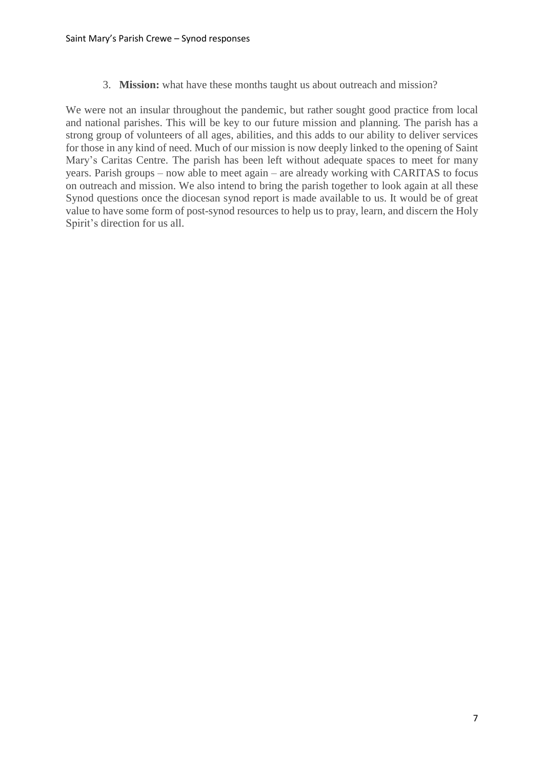3. **Mission:** what have these months taught us about outreach and mission?

We were not an insular throughout the pandemic, but rather sought good practice from local and national parishes. This will be key to our future mission and planning. The parish has a strong group of volunteers of all ages, abilities, and this adds to our ability to deliver services for those in any kind of need. Much of our mission is now deeply linked to the opening of Saint Mary's Caritas Centre. The parish has been left without adequate spaces to meet for many years. Parish groups – now able to meet again – are already working with CARITAS to focus on outreach and mission. We also intend to bring the parish together to look again at all these Synod questions once the diocesan synod report is made available to us. It would be of great value to have some form of post-synod resources to help us to pray, learn, and discern the Holy Spirit's direction for us all.